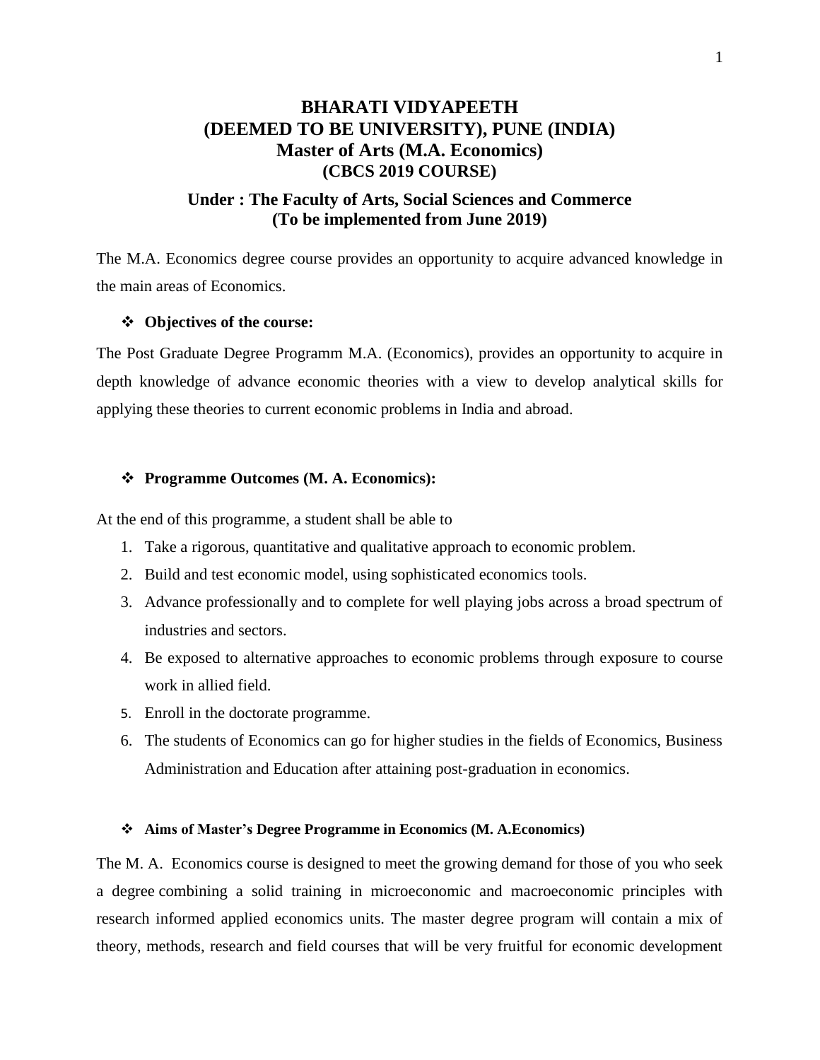# BHARATI VIDYAPEETH
# (DEEMED TO BE UNIVERSITY), PUNE (INDIA)
## Master of Arts (M.A. Economics)
### (CBCS 2019 COURSE)

### Under : The Faculty of Arts, Social Sciences and Commerce
### (To be implemented from June 2019)

The M.A. Economics degree course provides an opportunity to acquire advanced knowledge in the main areas of Economics.

- **Objectives of the course:**

The Post Graduate Degree Programm M.A. (Economics), provides an opportunity to acquire in depth knowledge of advance economic theories with a view to develop analytical skills for applying these theories to current economic problems in India and abroad.

- **Programme Outcomes (M. A. Economics):**

At the end of this programme, a student shall be able to

1. Take a rigorous, quantitative and qualitative approach to economic problem.
2. Build and test economic model, using sophisticated economics tools.
3. Advance professionally and to complete for well playing jobs across a broad spectrum of industries and sectors.
4. Be exposed to alternative approaches to economic problems through exposure to course work in allied field.
5. Enroll in the doctorate programme.
6. The students of Economics can go for higher studies in the fields of Economics, Business Administration and Education after attaining post-graduation in economics.

- **Aims of Master's Degree Programme in Economics (M. A.Economics)**

The M. A. Economics course is designed to meet the growing demand for those of you who seek a degree combining a solid training in microeconomic and macroeconomic principles with research informed applied economics units. The master degree program will contain a mix of theory, methods, research and field courses that will be very fruitful for economic development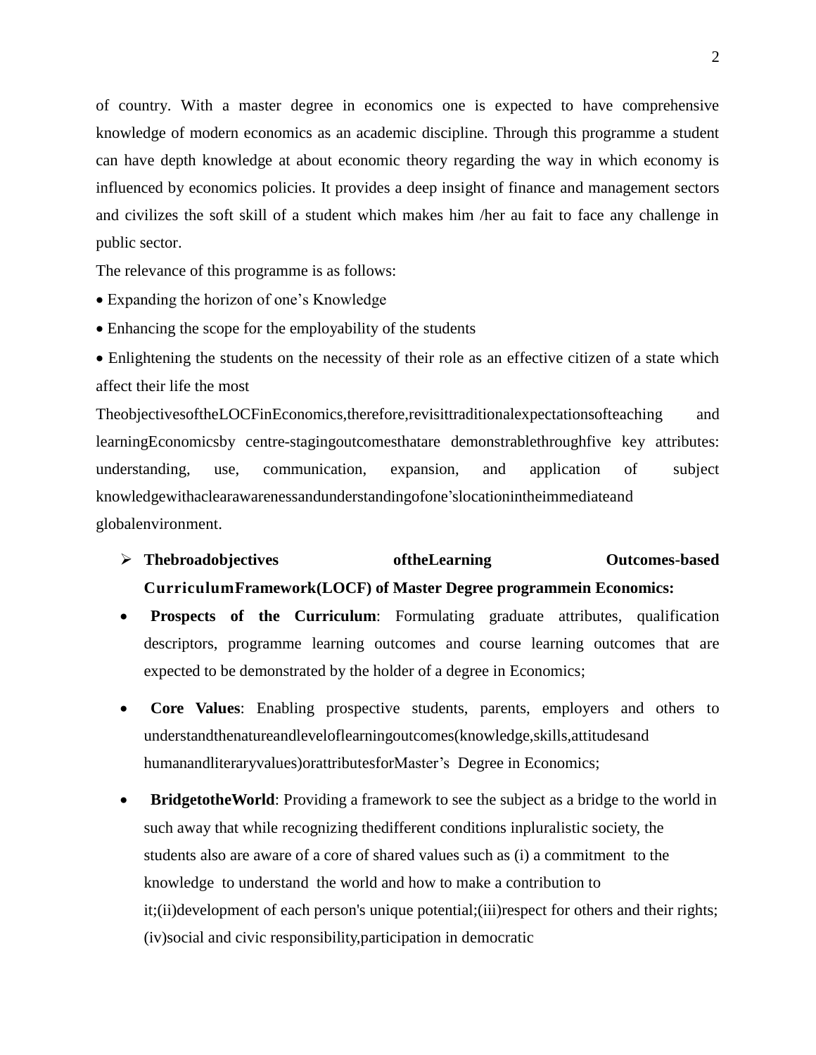of country. With a master degree in economics one is expected to have comprehensive knowledge of modern economics as an academic discipline. Through this programme a student can have depth knowledge at about economic theory regarding the way in which economy is influenced by economics policies. It provides a deep insight of finance and management sectors and civilizes the soft skill of a student which makes him /her au fait to face any challenge in public sector.

The relevance of this programme is as follows:

- Expanding the horizon of one's Knowledge
- Enhancing the scope for the employability of the students
- Enlightening the students on the necessity of their role as an effective citizen of a state which affect their life the most

TheobjectivesoftheLOCFinEconomics,therefore,revisittraditionalexpectationsofteaching and learningEconomicsby centre-stagingoutcomesthatare demonstrablethroughfive key attributes: understanding, use, communication, expansion, and application of subject knowledgewithaclearawarenessandunderstandingofone's locationintheimmediateand globalenvironment.

- **Thebroadobjectives oftheLearning Outcomes-based CurriculumFramework(LOCF) of Master Degree programmein Economics:**

- **Prospects of the Curriculum**: Formulating graduate attributes, qualification descriptors, programme learning outcomes and course learning outcomes that are expected to be demonstrated by the holder of a degree in Economics;

- **Core Values**: Enabling prospective students, parents, employers and others to understandthenatureandleveloflearningoutcomes(knowledge,skills,attitudesand humanandliteraryvalues)orattributesforMaster's Degree in Economics;

- **BridgetotheWorld**: Providing a framework to see the subject as a bridge to the world in such away that while recognizing thedifferent conditions inpluralistic society, the students also are aware of a core of shared values such as (i) a commitment to the knowledge to understand the world and how to make a contribution to it;(ii)development of each person's unique potential;(iii)respect for others and their rights; (iv)social and civic responsibility,participation in democratic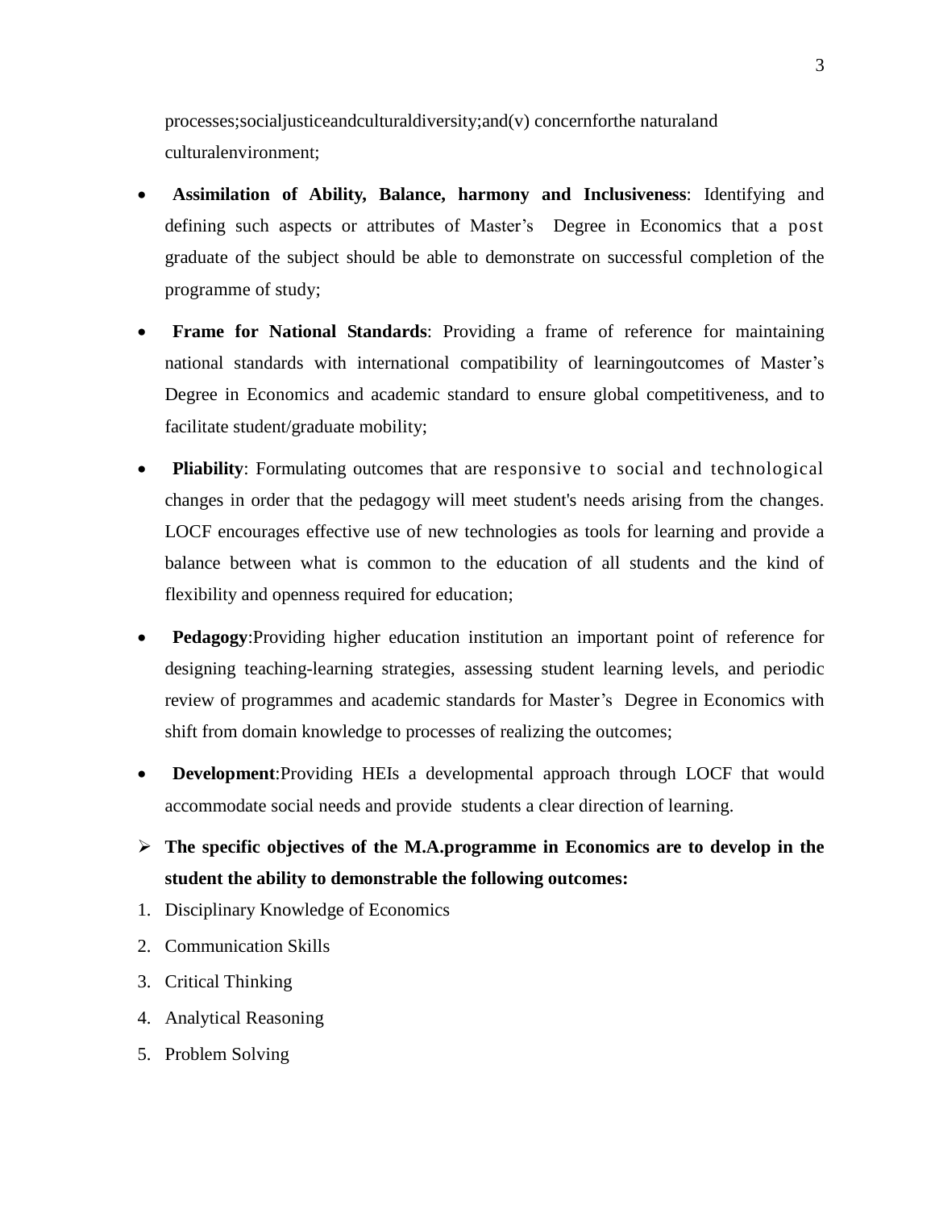processes;socialjusticeandculturaldiversity;and(v) concernforthe naturaland culturalenvironment;

- **Assimilation of Ability, Balance, harmony and Inclusiveness**: Identifying and defining such aspects or attributes of Master's Degree in Economics that a post graduate of the subject should be able to demonstrate on successful completion of the programme of study;
- **Frame for National Standards**: Providing a frame of reference for maintaining national standards with international compatibility of learningoutcomes of Master's Degree in Economics and academic standard to ensure global competitiveness, and to facilitate student/graduate mobility;
- **Pliability**: Formulating outcomes that are responsive to social and technological changes in order that the pedagogy will meet student's needs arising from the changes. LOCF encourages effective use of new technologies as tools for learning and provide a balance between what is common to the education of all students and the kind of flexibility and openness required for education;
- **Pedagogy**:Providing higher education institution an important point of reference for designing teaching-learning strategies, assessing student learning levels, and periodic review of programmes and academic standards for Master's Degree in Economics with shift from domain knowledge to processes of realizing the outcomes;
- **Development**:Providing HEIs a developmental approach through LOCF that would accommodate social needs and provide students a clear direction of learning.

➢ **The specific objectives of the M.A.programme in Economics are to develop in the student the ability to demonstrable the following outcomes:**

1. Disciplinary Knowledge of Economics
2. Communication Skills
3. Critical Thinking
4. Analytical Reasoning
5. Problem Solving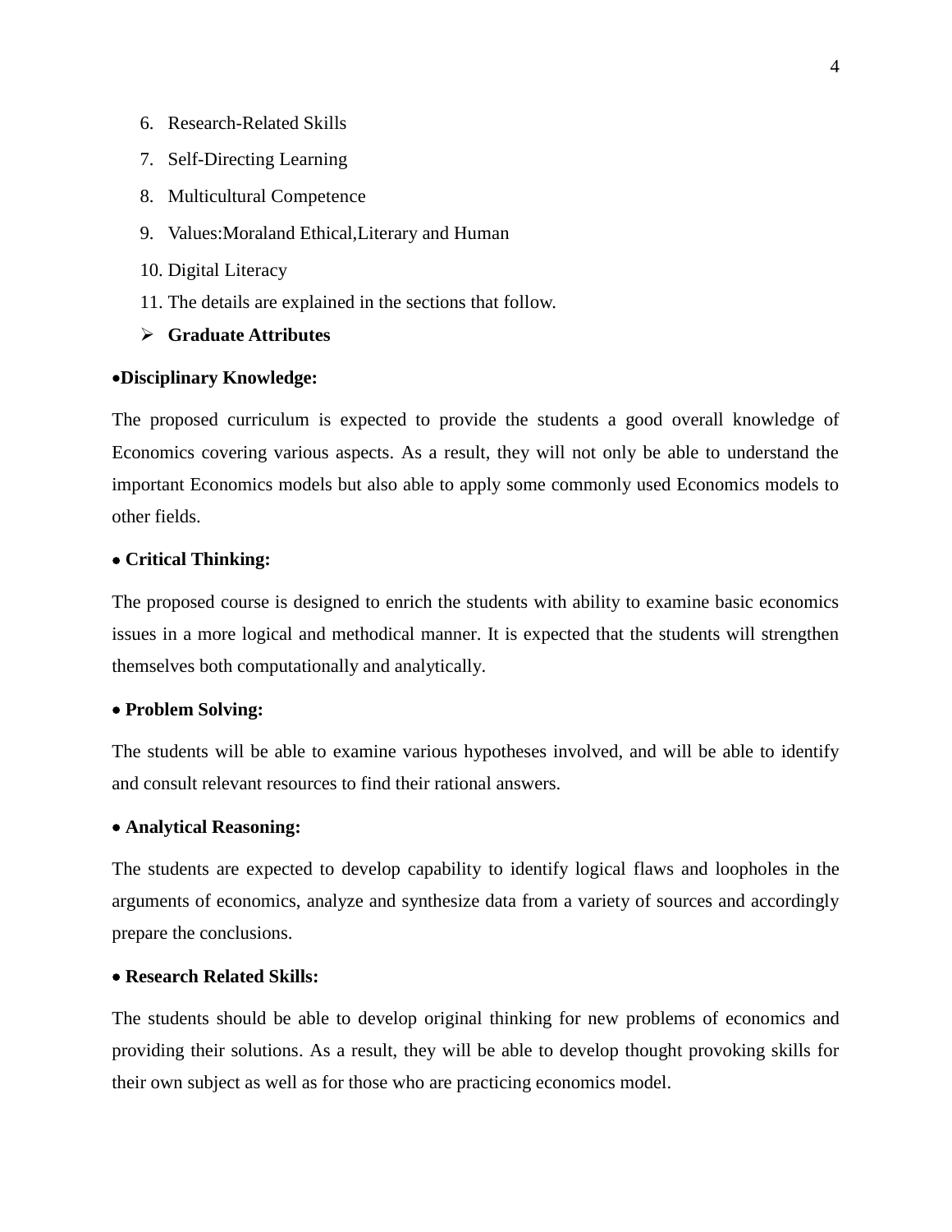6. Research-Related Skills
7. Self-Directing Learning
8. Multicultural Competence
9. Values:Moraland Ethical,Literary and Human
10. Digital Literacy
11. The details are explained in the sections that follow.

- **Graduate Attributes**

- **Disciplinary Knowledge:**

The proposed curriculum is expected to provide the students a good overall knowledge of Economics covering various aspects. As a result, they will not only be able to understand the important Economics models but also able to apply some commonly used Economics models to other fields.

- **Critical Thinking:**

The proposed course is designed to enrich the students with ability to examine basic economics issues in a more logical and methodical manner. It is expected that the students will strengthen themselves both computationally and analytically.

- **Problem Solving:**

The students will be able to examine various hypotheses involved, and will be able to identify and consult relevant resources to find their rational answers.

- **Analytical Reasoning:**

The students are expected to develop capability to identify logical flaws and loopholes in the arguments of economics, analyze and synthesize data from a variety of sources and accordingly prepare the conclusions.

- **Research Related Skills:**

The students should be able to develop original thinking for new problems of economics and providing their solutions. As a result, they will be able to develop thought provoking skills for their own subject as well as for those who are practicing economics model.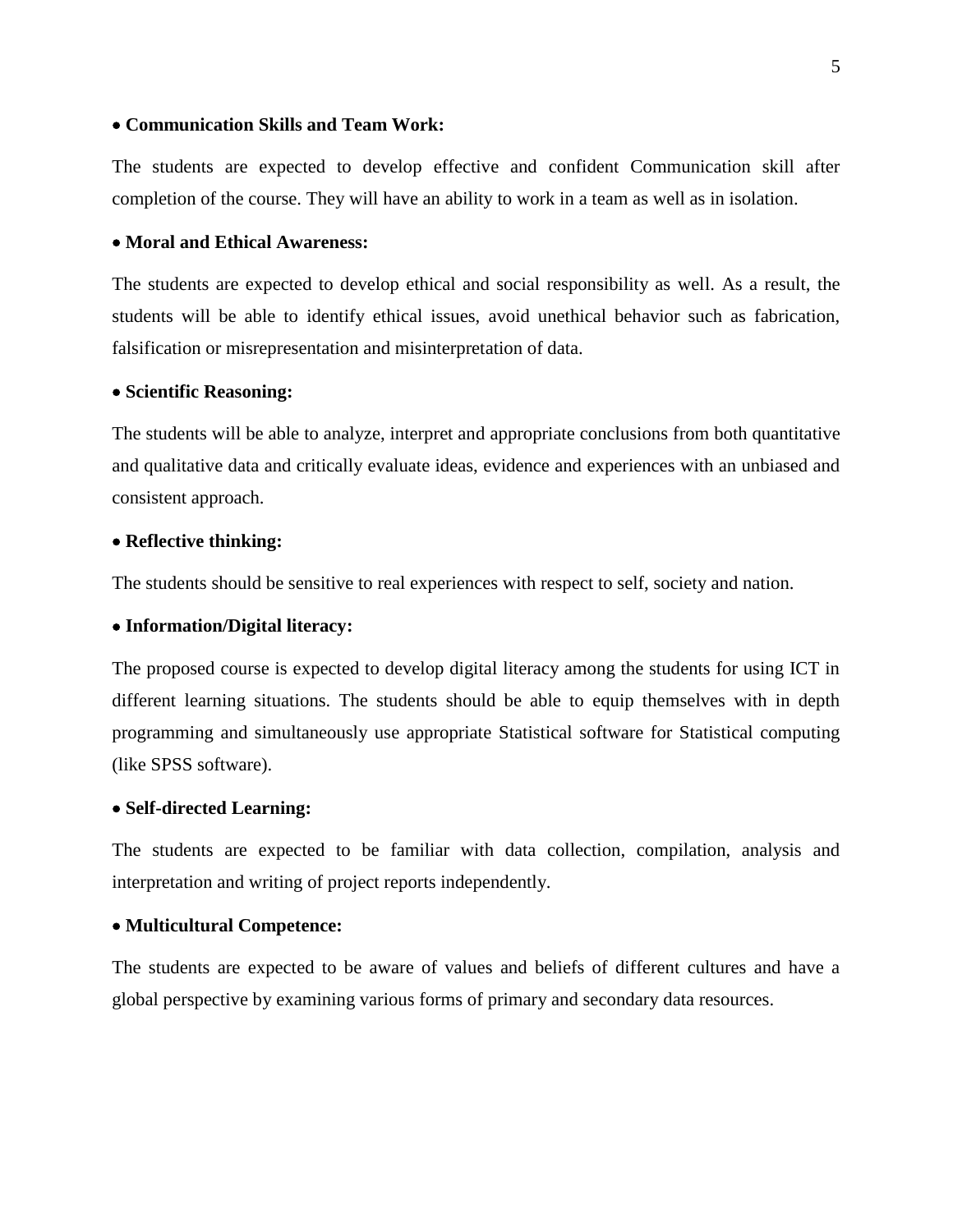- **Communication Skills and Team Work:**

The students are expected to develop effective and confident Communication skill after completion of the course. They will have an ability to work in a team as well as in isolation.

- **Moral and Ethical Awareness:**

The students are expected to develop ethical and social responsibility as well. As a result, the students will be able to identify ethical issues, avoid unethical behavior such as fabrication, falsification or misrepresentation and misinterpretation of data.

- **Scientific Reasoning:**

The students will be able to analyze, interpret and appropriate conclusions from both quantitative and qualitative data and critically evaluate ideas, evidence and experiences with an unbiased and consistent approach.

- **Reflective thinking:**

The students should be sensitive to real experiences with respect to self, society and nation.

- **Information/Digital literacy:**

The proposed course is expected to develop digital literacy among the students for using ICT in different learning situations. The students should be able to equip themselves with in depth programming and simultaneously use appropriate Statistical software for Statistical computing (like SPSS software).

- **Self-directed Learning:**

The students are expected to be familiar with data collection, compilation, analysis and interpretation and writing of project reports independently.

- **Multicultural Competence:**

The students are expected to be aware of values and beliefs of different cultures and have a global perspective by examining various forms of primary and secondary data resources.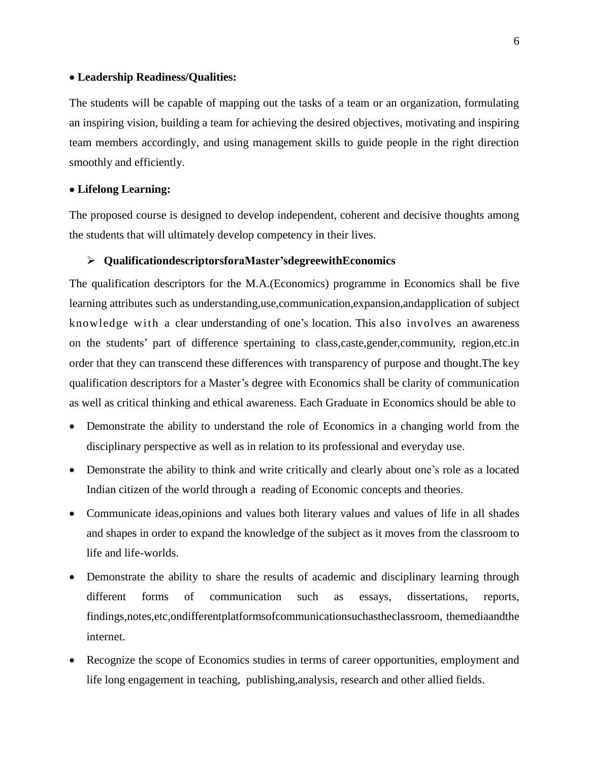- **Leadership Readiness/Qualities:**

The students will be capable of mapping out the tasks of a team or an organization, formulating an inspiring vision, building a team for achieving the desired objectives, motivating and inspiring team members accordingly, and using management skills to guide people in the right direction smoothly and efficiently.

- **Lifelong Learning:**

The proposed course is designed to develop independent, coherent and decisive thoughts among the students that will ultimately develop competency in their lives.

➢ **QualificationdescriptorsforaMaster'sdegreewithEconomics**

The qualification descriptors for the M.A.(Economics) programme in Economics shall be five learning attributes such as understanding,use,communication,expansion,andapplication of subject knowledge with a clear understanding of one's location. This also involves an awareness on the students' part of difference spertaining to class,caste,gender,community, region,etc.in order that they can transcend these differences with transparency of purpose and thought.The key qualification descriptors for a Master's degree with Economics shall be clarity of communication as well as critical thinking and ethical awareness. Each Graduate in Economics should be able to

- Demonstrate the ability to understand the role of Economics in a changing world from the disciplinary perspective as well as in relation to its professional and everyday use.
- Demonstrate the ability to think and write critically and clearly about one's role as a located Indian citizen of the world through a reading of Economic concepts and theories.
- Communicate ideas,opinions and values both literary values and values of life in all shades and shapes in order to expand the knowledge of the subject as it moves from the classroom to life and life-worlds.
- Demonstrate the ability to share the results of academic and disciplinary learning through different forms of communication such as essays, dissertations, reports, findings,notes,etc,ondifferentplatformsofcommunicationsuchastheclassroom, themediaandthe internet.
- Recognize the scope of Economics studies in terms of career opportunities, employment and life long engagement in teaching, publishing,analysis, research and other allied fields.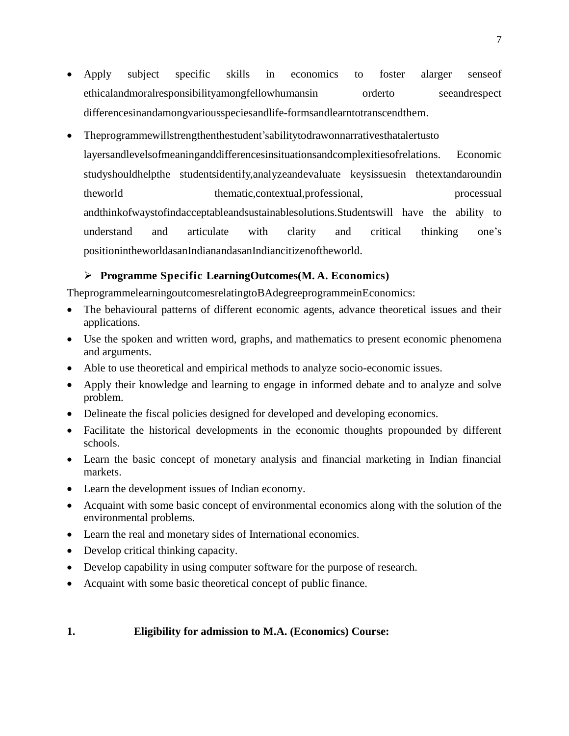- Apply subject specific skills in economics to foster alarger senseof ethicalandmoralresponsibilityamongfellowhumansin orderto seeandrespect differencesinandamongvariousspeciesandlife-formsandlearntotranscendthem.

- Theprogrammewillstrengthenthestudent'sabilitytodrawonnarrativesthatalertusto layersandlevelsofmeaninganddifferencesinsituationsandcomplexitiesofrelations. Economic studyshouldhelpthe studentsidentify,analyzeandevaluate keysissuesin thetextandaroundin theworld thematic,contextual,professional, processual andthinkofwaystofindacceptableandsustainablesolutions.Studentswill have the ability to understand and articulate with clarity and critical thinking one's positionintheworldasanIndianandasanIndiancitizenoftheworld.

- **Programme Specific LearningOutcomes(M. A. Economics)**

TheprogrammelearningoutcomesrelatingtoBAdegreeprogrammeinEconomics:

- The behavioural patterns of different economic agents, advance theoretical issues and their applications.
- Use the spoken and written word, graphs, and mathematics to present economic phenomena and arguments.
- Able to use theoretical and empirical methods to analyze socio-economic issues.
- Apply their knowledge and learning to engage in informed debate and to analyze and solve problem.
- Delineate the fiscal policies designed for developed and developing economics.
- Facilitate the historical developments in the economic thoughts propounded by different schools.
- Learn the basic concept of monetary analysis and financial marketing in Indian financial markets.
- Learn the development issues of Indian economy.
- Acquaint with some basic concept of environmental economics along with the solution of the environmental problems.
- Learn the real and monetary sides of International economics.
- Develop critical thinking capacity.
- Develop capability in using computer software for the purpose of research.
- Acquaint with some basic theoretical concept of public finance.

**1. Eligibility for admission to M.A. (Economics) Course:**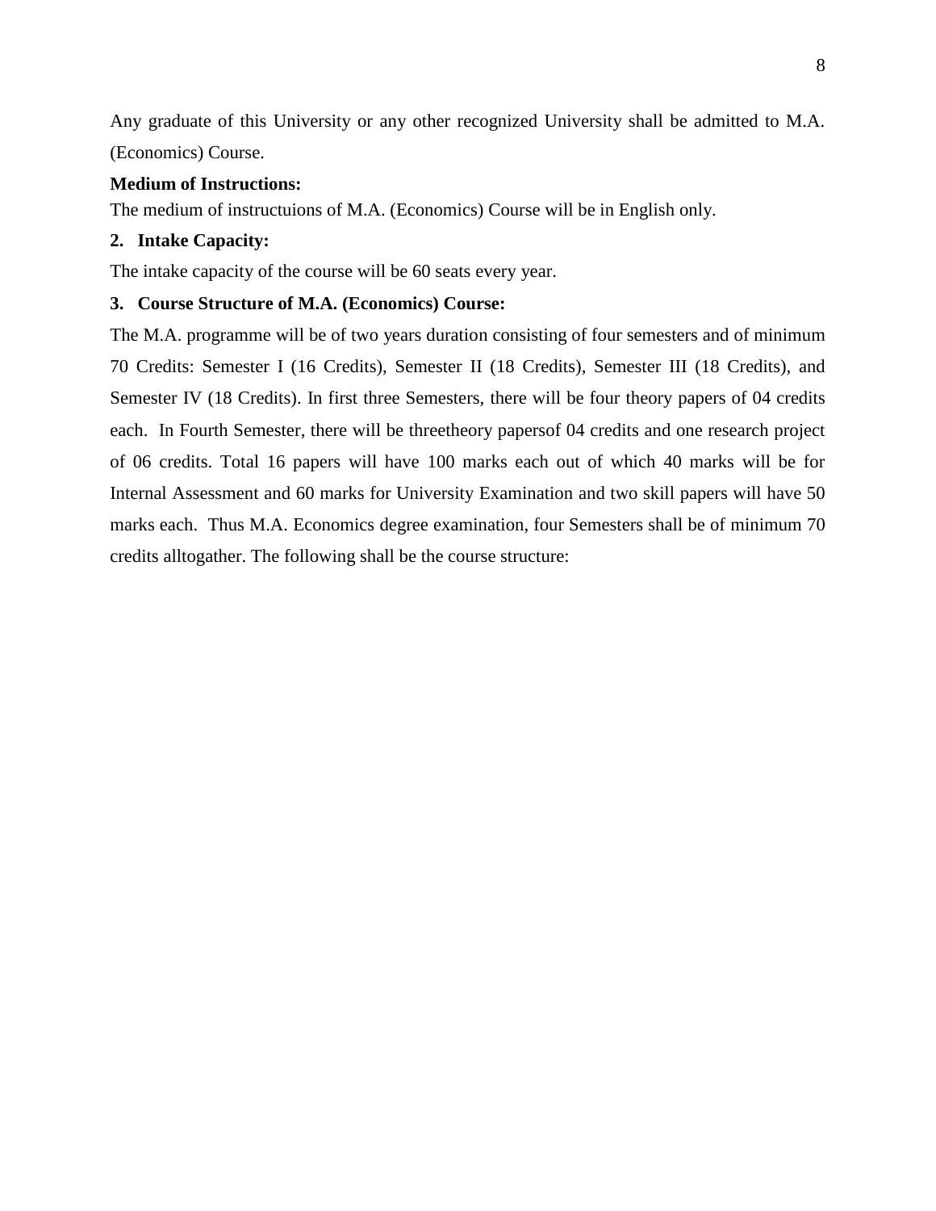Any graduate of this University or any other recognized University shall be admitted to M.A. (Economics) Course.

**Medium of Instructions:**

The medium of instructuions of M.A. (Economics) Course will be in English only.

## 2. Intake Capacity:

The intake capacity of the course will be 60 seats every year.

## 3. Course Structure of M.A. (Economics) Course:

The M.A. programme will be of two years duration consisting of four semesters and of minimum 70 Credits: Semester I (16 Credits), Semester II (18 Credits), Semester III (18 Credits), and Semester IV (18 Credits). In first three Semesters, there will be four theory papers of 04 credits each. In Fourth Semester, there will be threetheory papersof 04 credits and one research project of 06 credits. Total 16 papers will have 100 marks each out of which 40 marks will be for Internal Assessment and 60 marks for University Examination and two skill papers will have 50 marks each. Thus M.A. Economics degree examination, four Semesters shall be of minimum 70 credits alltogather. The following shall be the course structure: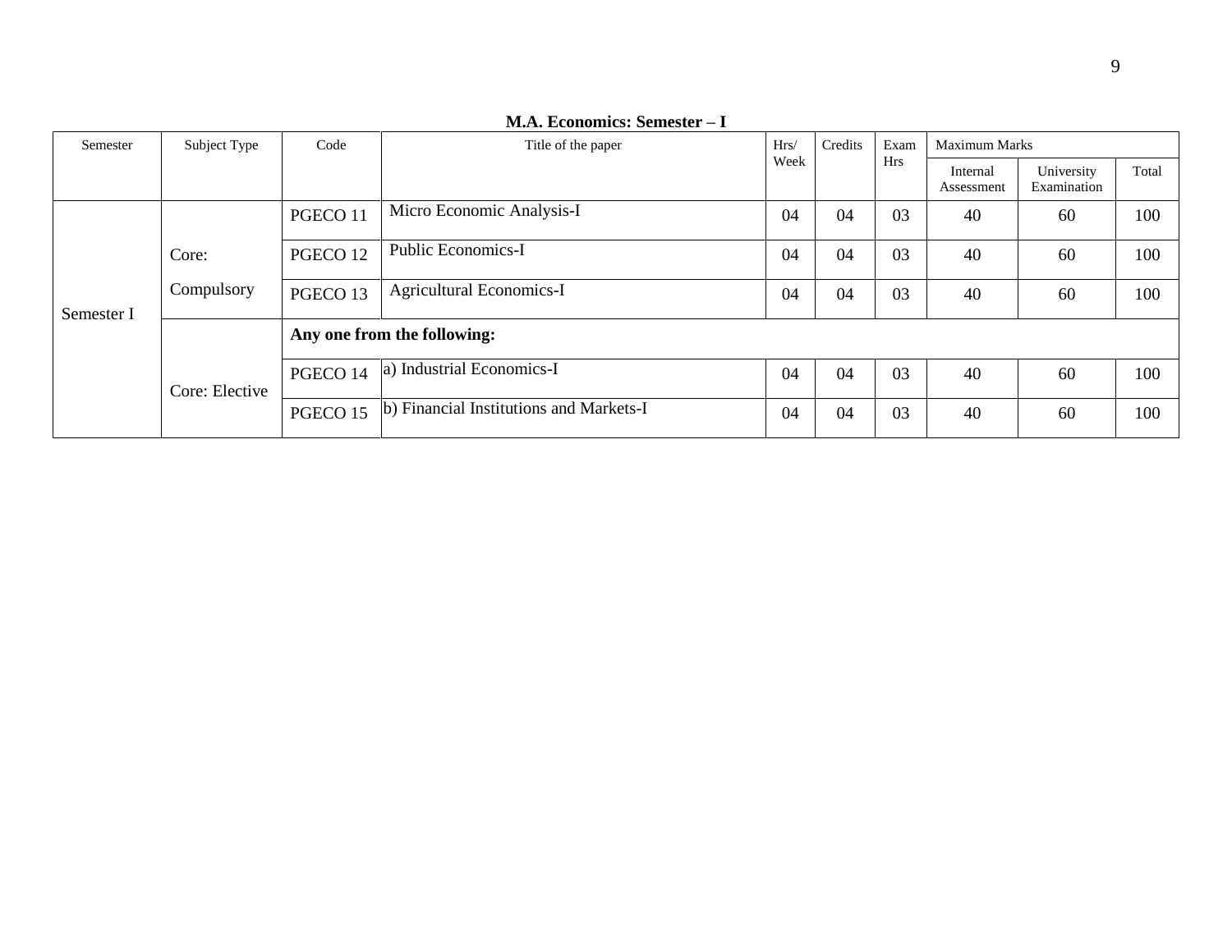**M.A. Economics: Semester – I**

| Semester | Subject Type | Code | Title of the paper | Hrs/ Week | Credits | Exam Hrs | Maximum Marks | | |
|---|---|---|---|---|---|---|---|---|---|
| | | | | | | | Internal Assessment | University Examination | Total |
| Semester I | Core: Compulsory | PGECO 11 | Micro Economic Analysis-I | 04 | 04 | 03 | 40 | 60 | 100 |
| | | PGECO 12 | Public Economics-I | 04 | 04 | 03 | 40 | 60 | 100 |
| | | PGECO 13 | Agricultural Economics-I | 04 | 04 | 03 | 40 | 60 | 100 |
| | Core: Elective | **Any one from the following:** | | | | | | | |
| | | PGECO 14 | a) Industrial Economics-I | 04 | 04 | 03 | 40 | 60 | 100 |
| | | PGECO 15 | b) Financial Institutions and Markets-I | 04 | 04 | 03 | 40 | 60 | 100 |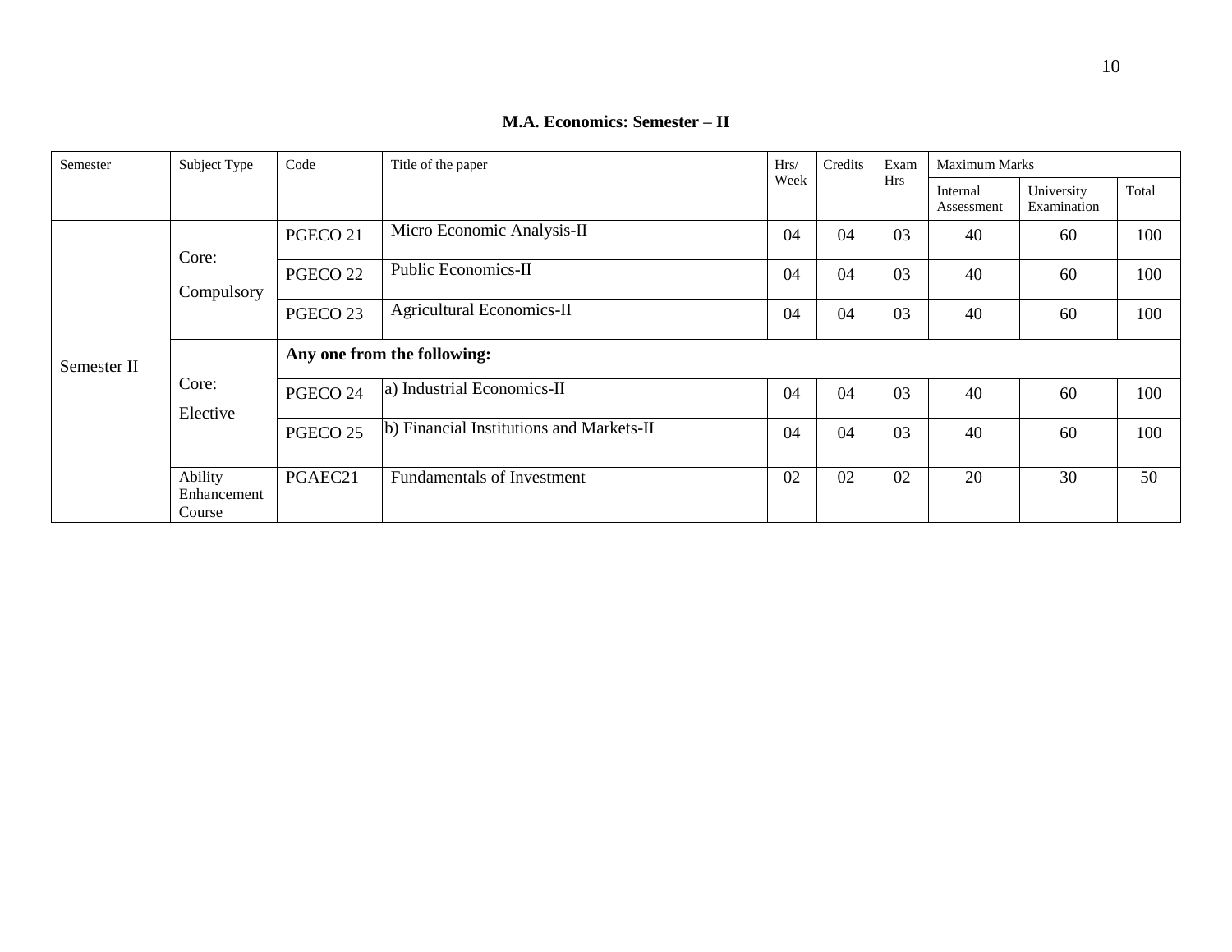**M.A. Economics: Semester – II**

| Semester | Subject Type | Code | Title of the paper | Hrs/ Week | Credits | Exam Hrs | Maximum Marks | | |
|---|---|---|---|---|---|---|---|---|---|
| | | | | | | | Internal Assessment | University Examination | Total |
| Semester II | Core: Compulsory | PGECO 21 | Micro Economic Analysis-II | 04 | 04 | 03 | 40 | 60 | 100 |
| | | PGECO 22 | Public Economics-II | 04 | 04 | 03 | 40 | 60 | 100 |
| | | PGECO 23 | Agricultural Economics-II | 04 | 04 | 03 | 40 | 60 | 100 |
| | Core: Elective | **Any one from the following:** | | | | | | | |
| | | PGECO 24 | a) Industrial Economics-II | 04 | 04 | 03 | 40 | 60 | 100 |
| | | PGECO 25 | b) Financial Institutions and Markets-II | 04 | 04 | 03 | 40 | 60 | 100 |
| | Ability Enhancement Course | PGAEC21 | Fundamentals of Investment | 02 | 02 | 02 | 20 | 30 | 50 |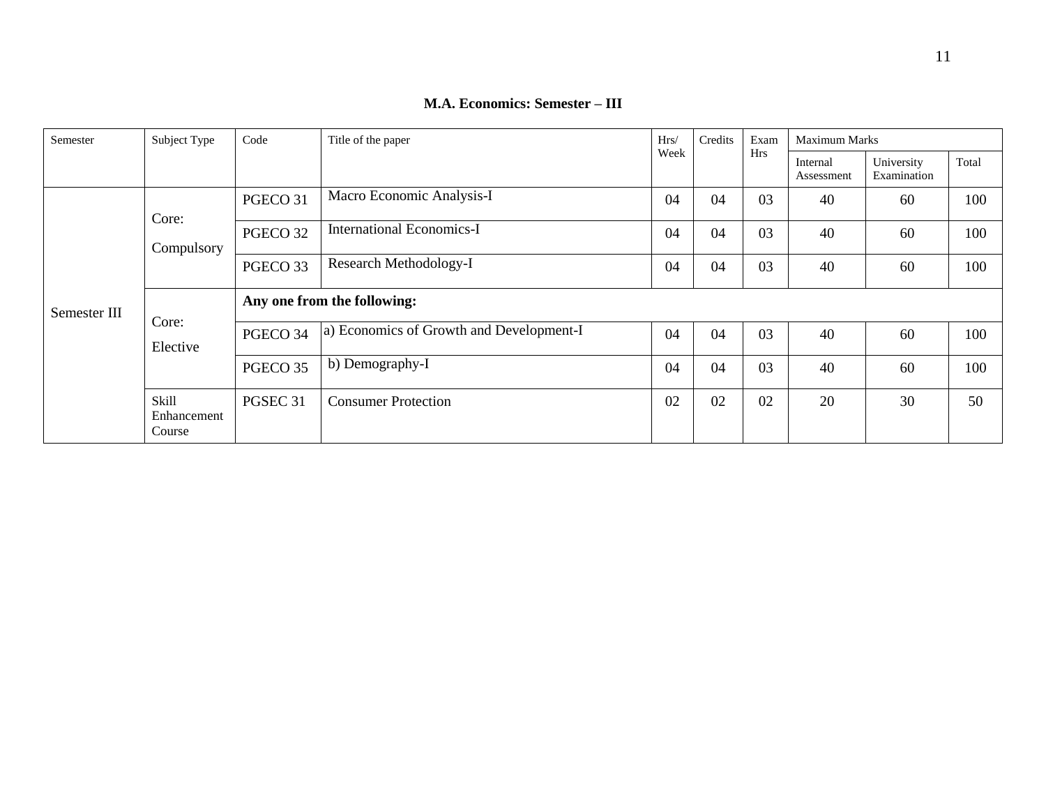**M.A. Economics: Semester – III**

| Semester | Subject Type | Code | Title of the paper | Hrs/ Week | Credits | Exam Hrs | Maximum Marks | | |
|---|---|---|---|---|---|---|---|---|---|
| | | | | | | | Internal Assessment | University Examination | Total |
| Semester III | Core: Compulsory | PGECO 31 | Macro Economic Analysis-I | 04 | 04 | 03 | 40 | 60 | 100 |
| | | PGECO 32 | International Economics-I | 04 | 04 | 03 | 40 | 60 | 100 |
| | | PGECO 33 | Research Methodology-I | 04 | 04 | 03 | 40 | 60 | 100 |
| | Core: Elective | **Any one from the following:** | | | | | | | |
| | | PGECO 34 | a) Economics of Growth and Development-I | 04 | 04 | 03 | 40 | 60 | 100 |
| | | PGECO 35 | b) Demography-I | 04 | 04 | 03 | 40 | 60 | 100 |
| | Skill Enhancement Course | PGSEC 31 | Consumer Protection | 02 | 02 | 02 | 20 | 30 | 50 |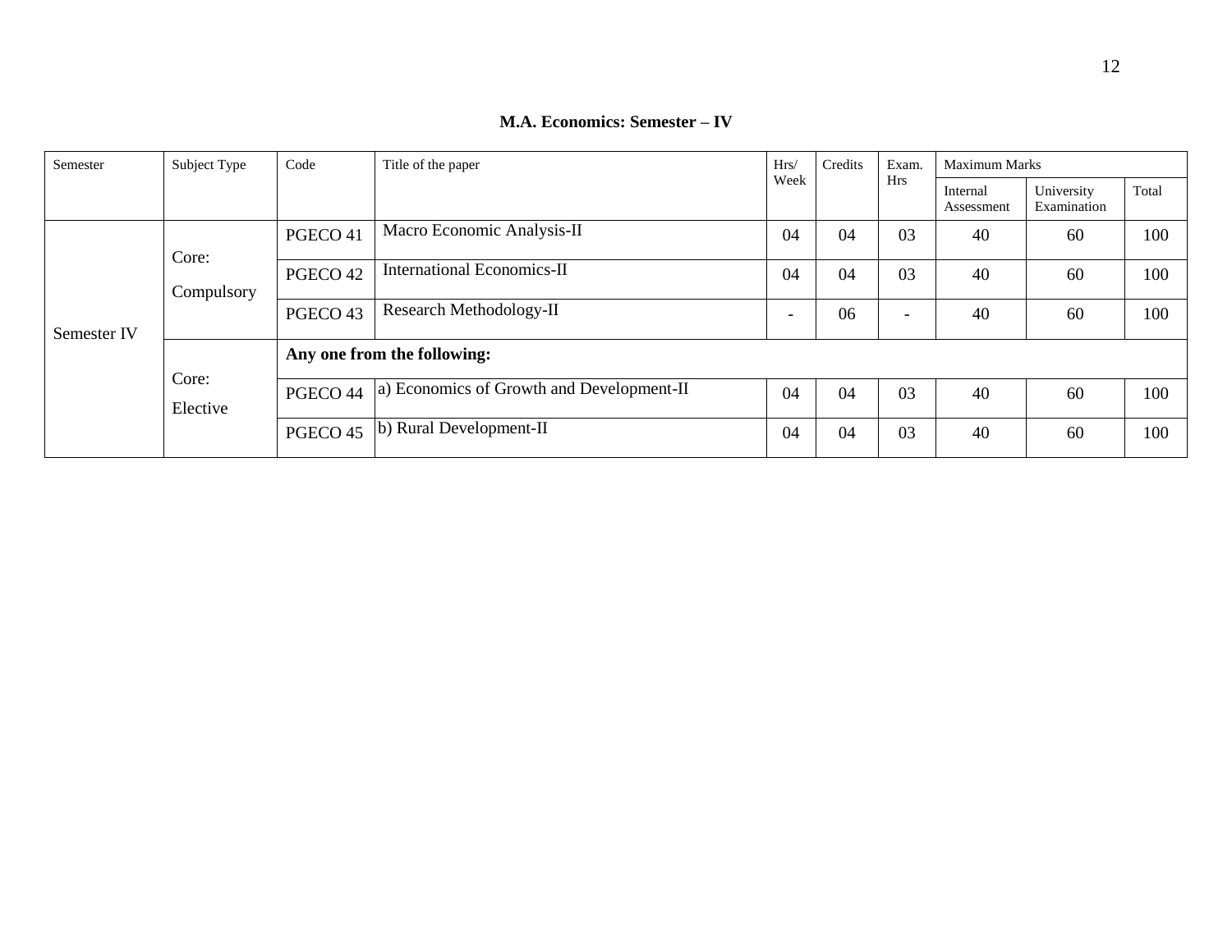**M.A. Economics: Semester – IV**

| Semester | Subject Type | Code | Title of the paper | Hrs/ Week | Credits | Exam. Hrs | Maximum Marks | | |
|---|---|---|---|---|---|---|---|---|---|
| | | | | | | | Internal Assessment | University Examination | Total |
| Semester IV | Core: Compulsory | PGECO 41 | Macro Economic Analysis-II | 04 | 04 | 03 | 40 | 60 | 100 |
| | | PGECO 42 | International Economics-II | 04 | 04 | 03 | 40 | 60 | 100 |
| | | PGECO 43 | Research Methodology-II | - | 06 | - | 40 | 60 | 100 |
| | Core: Elective | **Any one from the following:** | | | | | | | |
| | | PGECO 44 | a) Economics of Growth and Development-II | 04 | 04 | 03 | 40 | 60 | 100 |
| | | PGECO 45 | b) Rural Development-II | 04 | 04 | 03 | 40 | 60 | 100 |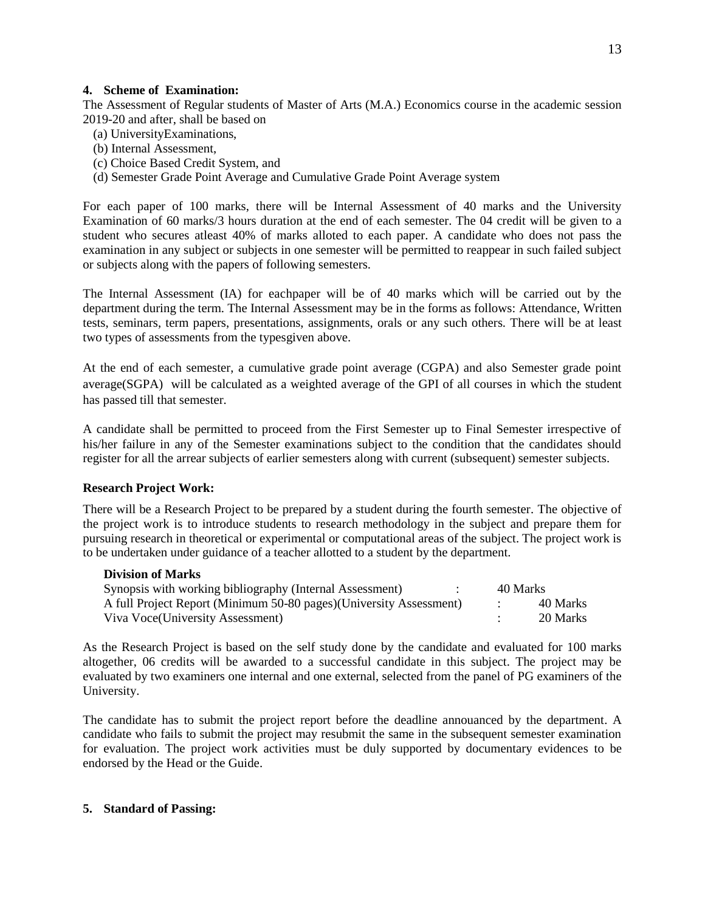## 4. Scheme of Examination:

The Assessment of Regular students of Master of Arts (M.A.) Economics course in the academic session 2019-20 and after, shall be based on

(a) UniversityExaminations,
(b) Internal Assessment,
(c) Choice Based Credit System, and
(d) Semester Grade Point Average and Cumulative Grade Point Average system

For each paper of 100 marks, there will be Internal Assessment of 40 marks and the University Examination of 60 marks/3 hours duration at the end of each semester. The 04 credit will be given to a student who secures atleast 40% of marks alloted to each paper. A candidate who does not pass the examination in any subject or subjects in one semester will be permitted to reappear in such failed subject or subjects along with the papers of following semesters.

The Internal Assessment (IA) for eachpaper will be of 40 marks which will be carried out by the department during the term. The Internal Assessment may be in the forms as follows: Attendance, Written tests, seminars, term papers, presentations, assignments, orals or any such others. There will be at least two types of assessments from the typesgiven above.

At the end of each semester, a cumulative grade point average (CGPA) and also Semester grade point average(SGPA) will be calculated as a weighted average of the GPI of all courses in which the student has passed till that semester.

A candidate shall be permitted to proceed from the First Semester up to Final Semester irrespective of his/her failure in any of the Semester examinations subject to the condition that the candidates should register for all the arrear subjects of earlier semesters along with current (subsequent) semester subjects.

**Research Project Work:**

There will be a Research Project to be prepared by a student during the fourth semester. The objective of the project work is to introduce students to research methodology in the subject and prepare them for pursuing research in theoretical or experimental or computational areas of the subject. The project work is to be undertaken under guidance of a teacher allotted to a student by the department.

**Division of Marks**

| | | |
|---|---|---|
| Synopsis with working bibliography (Internal Assessment) | : | 40 Marks |
| A full Project Report (Minimum 50-80 pages)(University Assessment) | : | 40 Marks |
| Viva Voce(University Assessment) | : | 20 Marks |

As the Research Project is based on the self study done by the candidate and evaluated for 100 marks altogether, 06 credits will be awarded to a successful candidate in this subject. The project may be evaluated by two examiners one internal and one external, selected from the panel of PG examiners of the University.

The candidate has to submit the project report before the deadline annouanced by the department. A candidate who fails to submit the project may resubmit the same in the subsequent semester examination for evaluation. The project work activities must be duly supported by documentary evidences to be endorsed by the Head or the Guide.

## 5. Standard of Passing: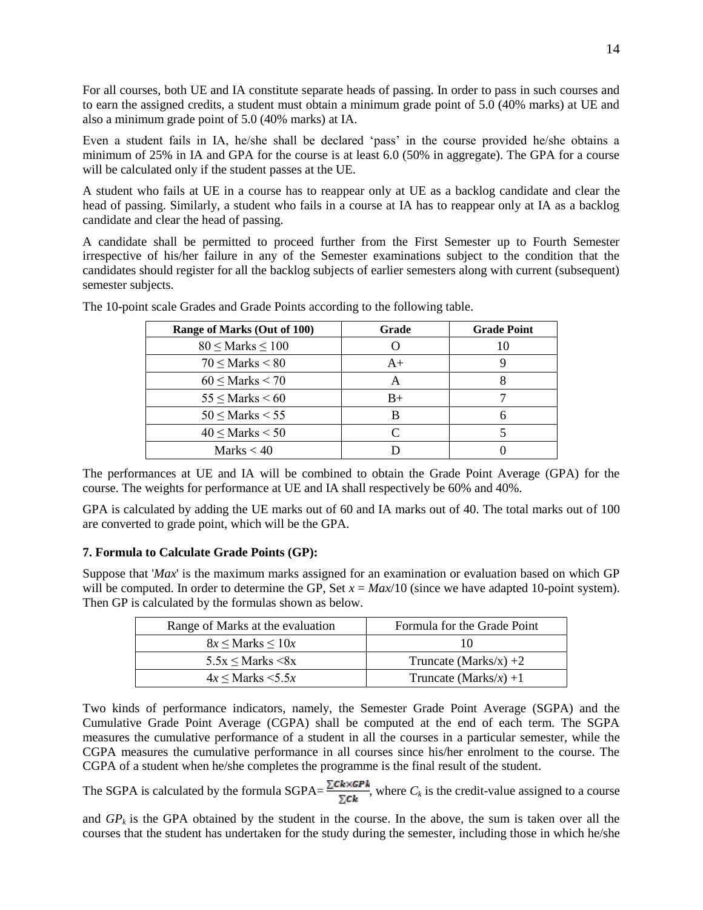For all courses, both UE and IA constitute separate heads of passing. In order to pass in such courses and to earn the assigned credits, a student must obtain a minimum grade point of 5.0 (40% marks) at UE and also a minimum grade point of 5.0 (40% marks) at IA.

Even a student fails in IA, he/she shall be declared 'pass' in the course provided he/she obtains a minimum of 25% in IA and GPA for the course is at least 6.0 (50% in aggregate). The GPA for a course will be calculated only if the student passes at the UE.

A student who fails at UE in a course has to reappear only at UE as a backlog candidate and clear the head of passing. Similarly, a student who fails in a course at IA has to reappear only at IA as a backlog candidate and clear the head of passing.

A candidate shall be permitted to proceed further from the First Semester up to Fourth Semester irrespective of his/her failure in any of the Semester examinations subject to the condition that the candidates should register for all the backlog subjects of earlier semesters along with current (subsequent) semester subjects.

The 10-point scale Grades and Grade Points according to the following table.

| Range of Marks (Out of 100) | Grade | Grade Point |
|---|---|---|
| $80 \leq$ Marks $\leq 100$ | O | 10 |
| $70 \leq$ Marks $< 80$ | A+ | 9 |
| $60 \leq$ Marks $< 70$ | A | 8 |
| $55 \leq$ Marks $< 60$ | B+ | 7 |
| $50 \leq$ Marks $< 55$ | B | 6 |
| $40 \leq$ Marks $< 50$ | C | 5 |
| Marks $< 40$ | D | 0 |

The performances at UE and IA will be combined to obtain the Grade Point Average (GPA) for the course. The weights for performance at UE and IA shall respectively be 60% and 40%.

GPA is calculated by adding the UE marks out of 60 and IA marks out of 40. The total marks out of 100 are converted to grade point, which will be the GPA.

**7. Formula to Calculate Grade Points (GP):**

Suppose that '*Max*' is the maximum marks assigned for an examination or evaluation based on which GP will be computed. In order to determine the GP, Set $x = Max/10$ (since we have adapted 10-point system). Then GP is calculated by the formulas shown as below.

| Range of Marks at the evaluation | Formula for the Grade Point |
|---|---|
| $8x \leq$ Marks $\leq 10x$ | 10 |
| $5.5x \leq$ Marks $< 8x$ | Truncate (Marks/$x$) +2 |
| $4x \leq$ Marks $< 5.5x$ | Truncate (Marks/$x$) +1 |

Two kinds of performance indicators, namely, the Semester Grade Point Average (SGPA) and the Cumulative Grade Point Average (CGPA) shall be computed at the end of each term. The SGPA measures the cumulative performance of a student in all the courses in a particular semester, while the CGPA measures the cumulative performance in all courses since his/her enrolment to the course. The CGPA of a student when he/she completes the programme is the final result of the student.

The SGPA is calculated by the formula SGPA= $\frac{\sum Ck \times GPk}{\sum Ck}$, where $C_k$ is the credit-value assigned to a course and $GP_k$ is the GPA obtained by the student in the course. In the above, the sum is taken over all the courses that the student has undertaken for the study during the semester, including those in which he/she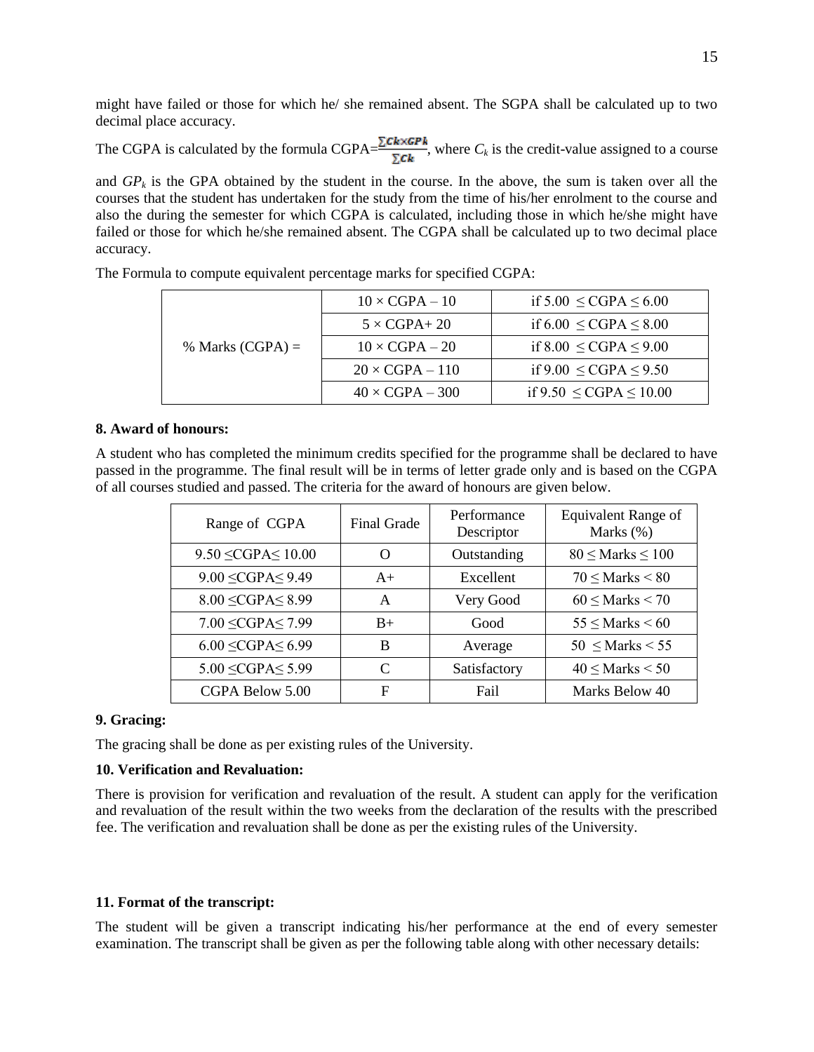might have failed or those for which he/ she remained absent. The SGPA shall be calculated up to two decimal place accuracy.

The CGPA is calculated by the formula CGPA=$\frac{\sum Ck \times GPk}{\sum Ck}$, where $C_k$ is the credit-value assigned to a course and $GP_k$ is the GPA obtained by the student in the course. In the above, the sum is taken over all the courses that the student has undertaken for the study from the time of his/her enrolment to the course and also the during the semester for which CGPA is calculated, including those in which he/she might have failed or those for which he/she remained absent. The CGPA shall be calculated up to two decimal place accuracy.

The Formula to compute equivalent percentage marks for specified CGPA:

| | | |
|---|---|---|
| % Marks (CGPA) = | 10 × CGPA – 10 | if 5.00 ≤ CGPA ≤ 6.00 |
| | 5 × CGPA+ 20 | if 6.00 ≤ CGPA ≤ 8.00 |
| | 10 × CGPA – 20 | if 8.00 ≤ CGPA ≤ 9.00 |
| | 20 × CGPA – 110 | if 9.00 ≤ CGPA ≤ 9.50 |
| | 40 × CGPA – 300 | if 9.50 ≤ CGPA ≤ 10.00 |

**8. Award of honours:**

A student who has completed the minimum credits specified for the programme shall be declared to have passed in the programme. The final result will be in terms of letter grade only and is based on the CGPA of all courses studied and passed. The criteria for the award of honours are given below.

| Range of CGPA | Final Grade | Performance Descriptor | Equivalent Range of Marks (%) |
|---|---|---|---|
| 9.50 ≤CGPA≤ 10.00 | O | Outstanding | 80 ≤ Marks ≤ 100 |
| 9.00 ≤CGPA≤ 9.49 | A+ | Excellent | 70 ≤ Marks < 80 |
| 8.00 ≤CGPA≤ 8.99 | A | Very Good | 60 ≤ Marks < 70 |
| 7.00 ≤CGPA≤ 7.99 | B+ | Good | 55 ≤ Marks < 60 |
| 6.00 ≤CGPA≤ 6.99 | B | Average | 50 ≤ Marks < 55 |
| 5.00 ≤CGPA≤ 5.99 | C | Satisfactory | 40 ≤ Marks < 50 |
| CGPA Below 5.00 | F | Fail | Marks Below 40 |

**9. Gracing:**

The gracing shall be done as per existing rules of the University.

**10. Verification and Revaluation:**

There is provision for verification and revaluation of the result. A student can apply for the verification and revaluation of the result within the two weeks from the declaration of the results with the prescribed fee. The verification and revaluation shall be done as per the existing rules of the University.

**11. Format of the transcript:**

The student will be given a transcript indicating his/her performance at the end of every semester examination. The transcript shall be given as per the following table along with other necessary details: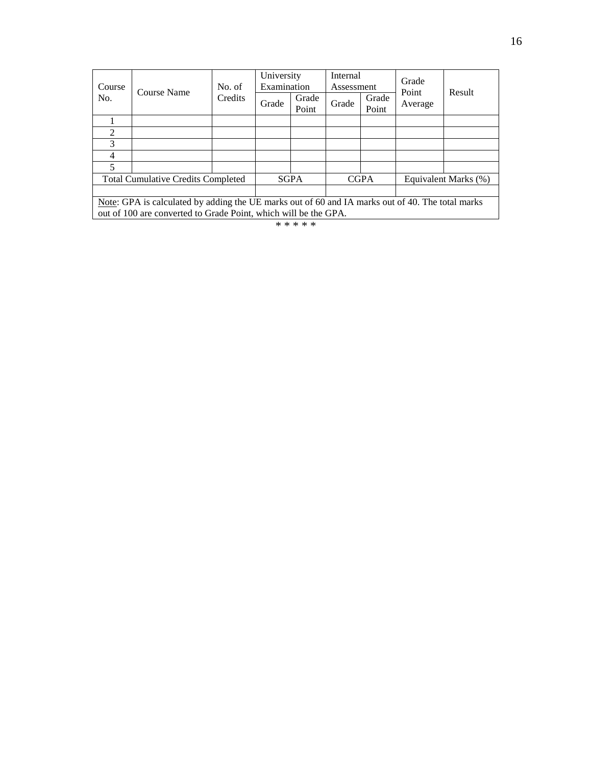| Course No. | Course Name | No. of Credits | University Examination | | Internal Assessment | | Grade Point Average | Result |
|---|---|---|---|---|---|---|---|---|
| | | | Grade | Grade Point | Grade | Grade Point | | |
| 1 | | | | | | | | |
| 2 | | | | | | | | |
| 3 | | | | | | | | |
| 4 | | | | | | | | |
| 5 | | | | | | | | |
| Total Cumulative Credits Completed | | | SGPA | | CGPA | | Equivalent Marks (%) | |
| | | | | | | | | |
| Note: GPA is calculated by adding the UE marks out of 60 and IA marks out of 40. The total marks out of 100 are converted to Grade Point, which will be the GPA. | | | | | | | | |

\* \* \* \* \*